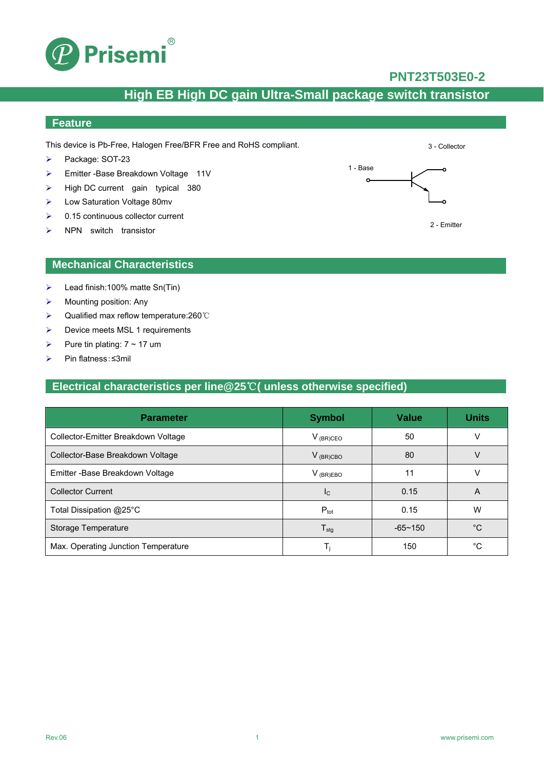# Prisemi

## PNT23T503E0-2

## High EB High DC gain Ultra-Small package switch transistor

### Feature

This device is Pb-Free, Halogen Free/BFR Free and RoHS compliant.

- Package: SOT-23
- Emitter -Base Breakdown Voltage 11V
- High DC current gain typical 380
- Low Saturation Voltage 80mv
- 0.15 continuous collector current
- NPN switch transistor

3 - Collector

1 - Base

2 - Emitter

### Mechanical Characteristics

- Lead finish:100% matte Sn(Tin)
- Mounting position: Any
- Qualified max reflow temperature:260℃
- Device meets MSL 1 requirements
- Pure tin plating: 7 ~ 17 um
- Pin flatness:≤3mil

### Electrical characteristics per line@25℃( unless otherwise specified)

| Parameter | Symbol | Value | Units |
|---|---|---|---|
| Collector-Emitter Breakdown Voltage | $V_{(BR)CEO}$ | 50 | V |
| Collector-Base Breakdown Voltage | $V_{(BR)CBO}$ | 80 | V |
| Emitter -Base Breakdown Voltage | $V_{(BR)EBO}$ | 11 | V |
| Collector Current | $I_C$ | 0.15 | A |
| Total Dissipation @25°C | $P_{tot}$ | 0.15 | W |
| Storage Temperature | $T_{stg}$ | -65~150 | °C |
| Max. Operating Junction Temperature | $T_j$ | 150 | °C |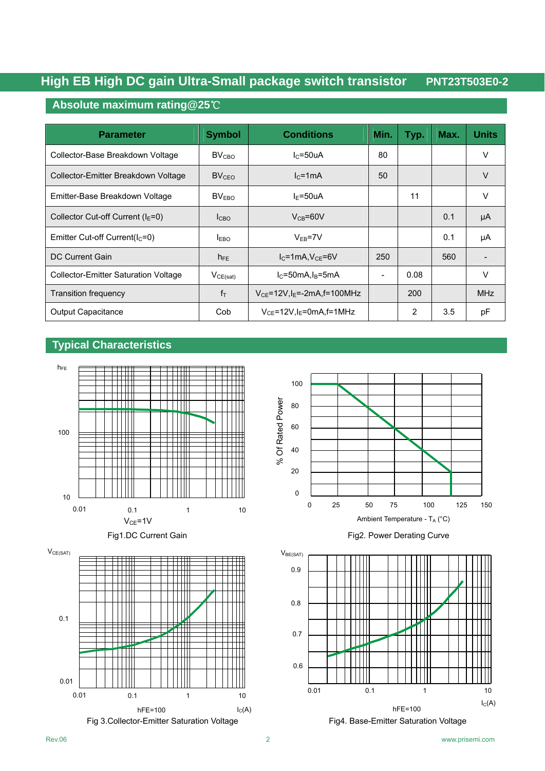# High EB High DC gain Ultra-Small package switch transistor PNT23T503E0-2

## Absolute maximum rating@25℃

| Parameter | Symbol | Conditions | Min. | Typ. | Max. | Units |
|---|---|---|---|---|---|---|
| Collector-Base Breakdown Voltage | $BV_{CBO}$ | $I_C$=50uA | 80 | | | V |
| Collector-Emitter Breakdown Voltage | $BV_{CEO}$ | $I_C$=1mA | 50 | | | V |
| Emitter-Base Breakdown Voltage | $BV_{EBO}$ | $I_E$=50uA | | 11 | | V |
| Collector Cut-off Current ($I_E$=0) | $I_{CBO}$ | $V_{CB}$=60V | | | 0.1 | μA |
| Emitter Cut-off Current($I_C$=0) | $I_{EBO}$ | $V_{EB}$=7V | | | 0.1 | μA |
| DC Current Gain | $h_{FE}$ | $I_C$=1mA,$V_{CE}$=6V | 250 | | 560 | - |
| Collector-Emitter Saturation Voltage | $V_{CE(sat)}$ | $I_C$=50mA,$I_B$=5mA | - | 0.08 | | V |
| Transition frequency | $f_T$ | $V_{CE}$=12V,$I_E$=-2mA,f=100MHz | | 200 | | MHz |
| Output Capacitance | Cob | $V_{CE}$=12V,$I_E$=0mA,f=1MHz | | 2 | 3.5 | pF |

## Typical Characteristics

Fig1.DC Current Gain

Fig2. Power Derating Curve

Fig 3.Collector-Emitter Saturation Voltage

Fig4. Base-Emitter Saturation Voltage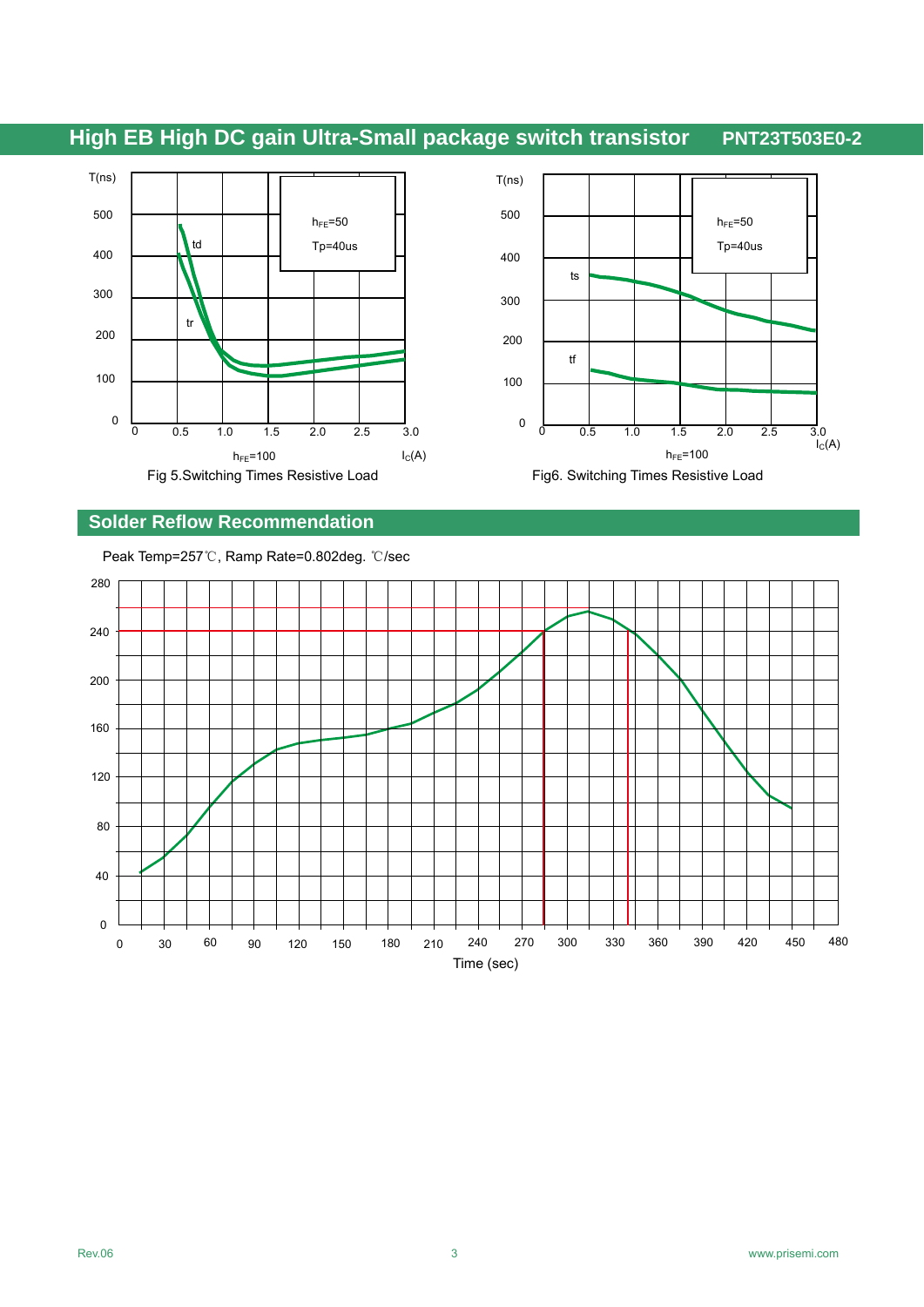Fig 5.Switching Times Resistive Load

Fig6. Switching Times Resistive Load

## Solder Reflow Recommendation

Peak Temp=257℃, Ramp Rate=0.802deg. ℃/sec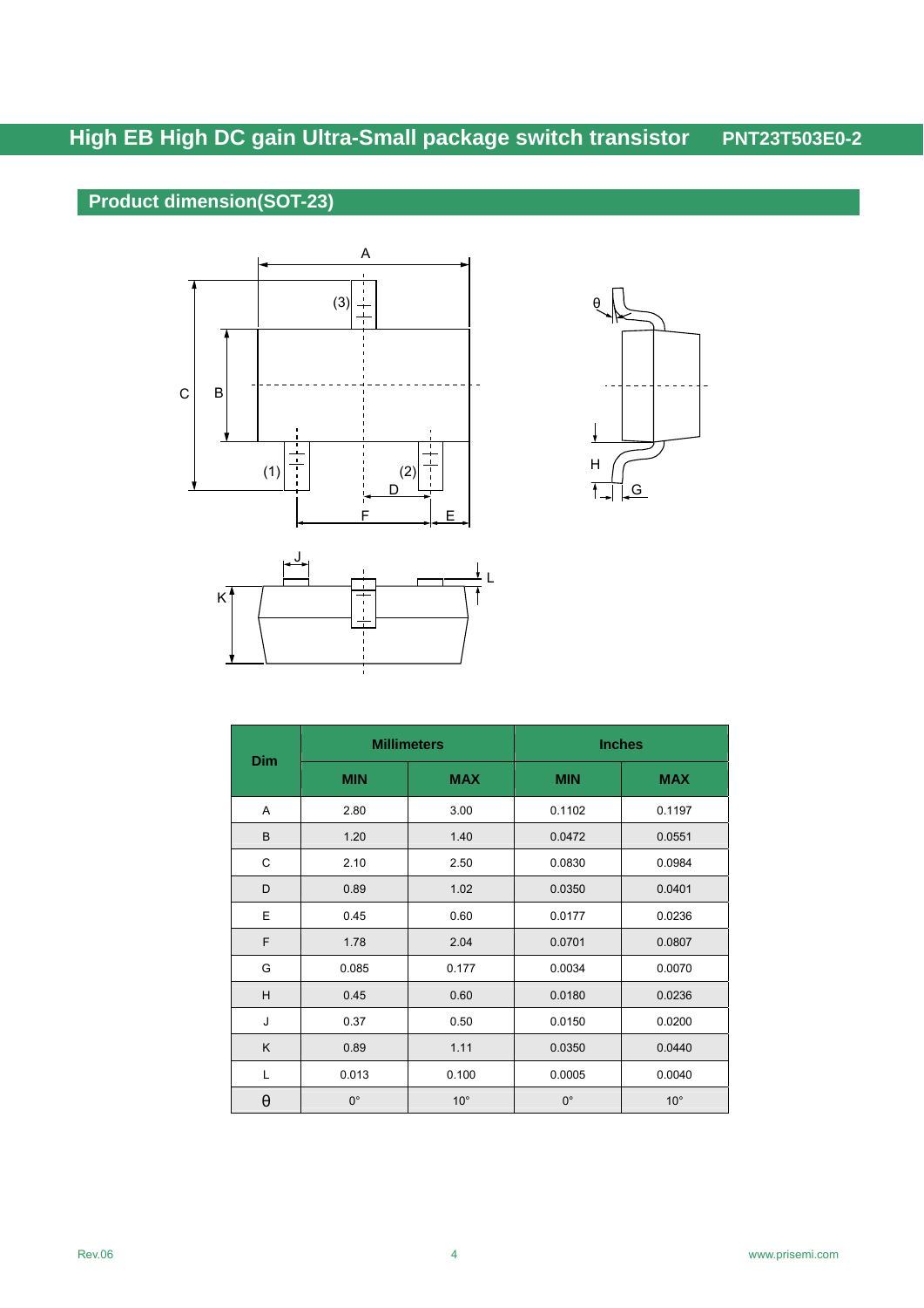## Product dimension(SOT-23)

| Dim | Millimeters | | Inches | |
|---|---|---|---|---|
| | MIN | MAX | MIN | MAX |
| A | 2.80 | 3.00 | 0.1102 | 0.1197 |
| B | 1.20 | 1.40 | 0.0472 | 0.0551 |
| C | 2.10 | 2.50 | 0.0830 | 0.0984 |
| D | 0.89 | 1.02 | 0.0350 | 0.0401 |
| E | 0.45 | 0.60 | 0.0177 | 0.0236 |
| F | 1.78 | 2.04 | 0.0701 | 0.0807 |
| G | 0.085 | 0.177 | 0.0034 | 0.0070 |
| H | 0.45 | 0.60 | 0.0180 | 0.0236 |
| J | 0.37 | 0.50 | 0.0150 | 0.0200 |
| K | 0.89 | 1.11 | 0.0350 | 0.0440 |
| L | 0.013 | 0.100 | 0.0005 | 0.0040 |
| θ | 0° | 10° | 0° | 10° |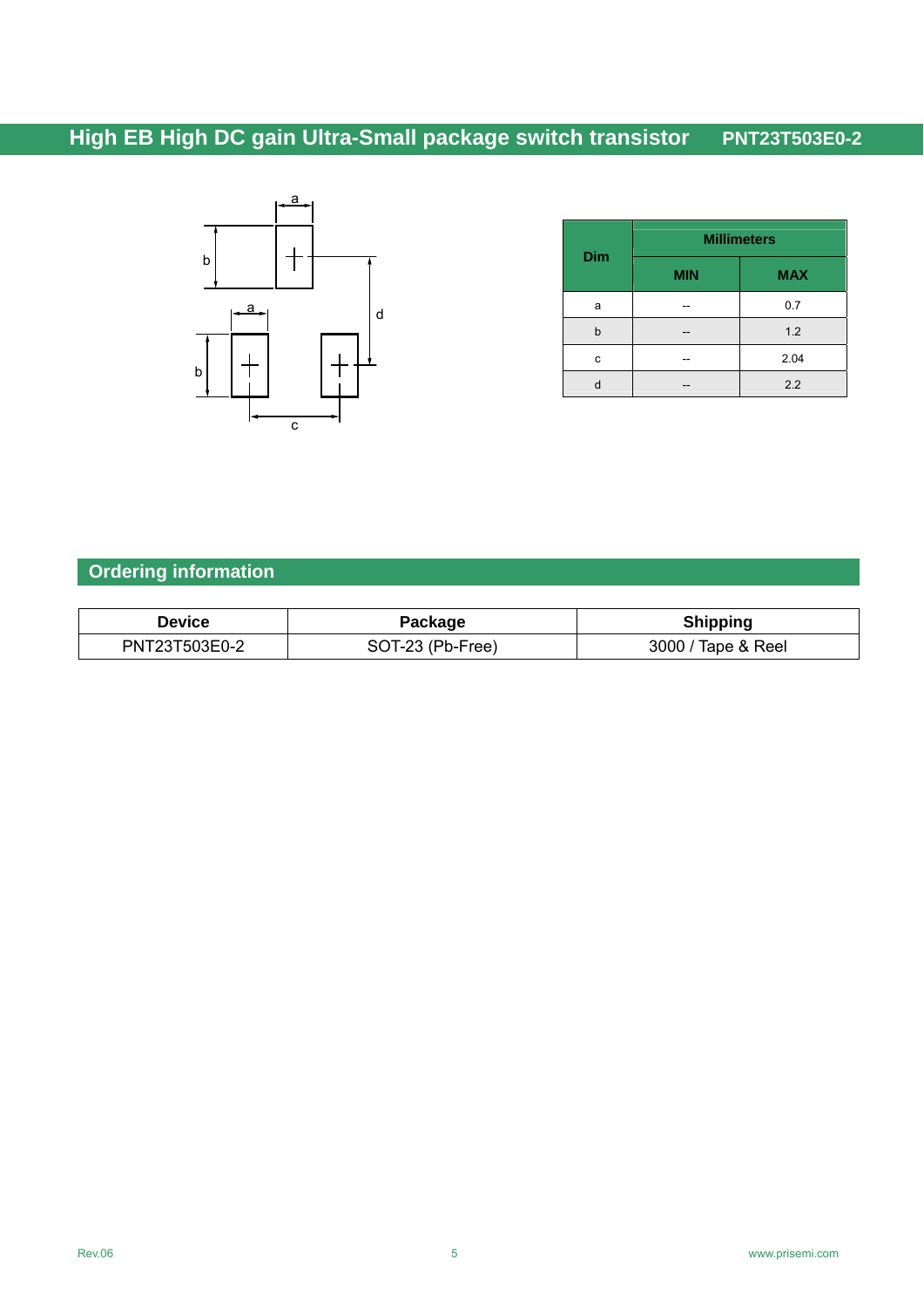| Dim | Millimeters | |
|---|---|---|
| | MIN | MAX |
| a | -- | 0.7 |
| b | -- | 1.2 |
| c | -- | 2.04 |
| d | -- | 2.2 |

## Ordering information

| Device | Package | Shipping |
|---|---|---|
| PNT23T503E0-2 | SOT-23 (Pb-Free) | 3000 / Tape & Reel |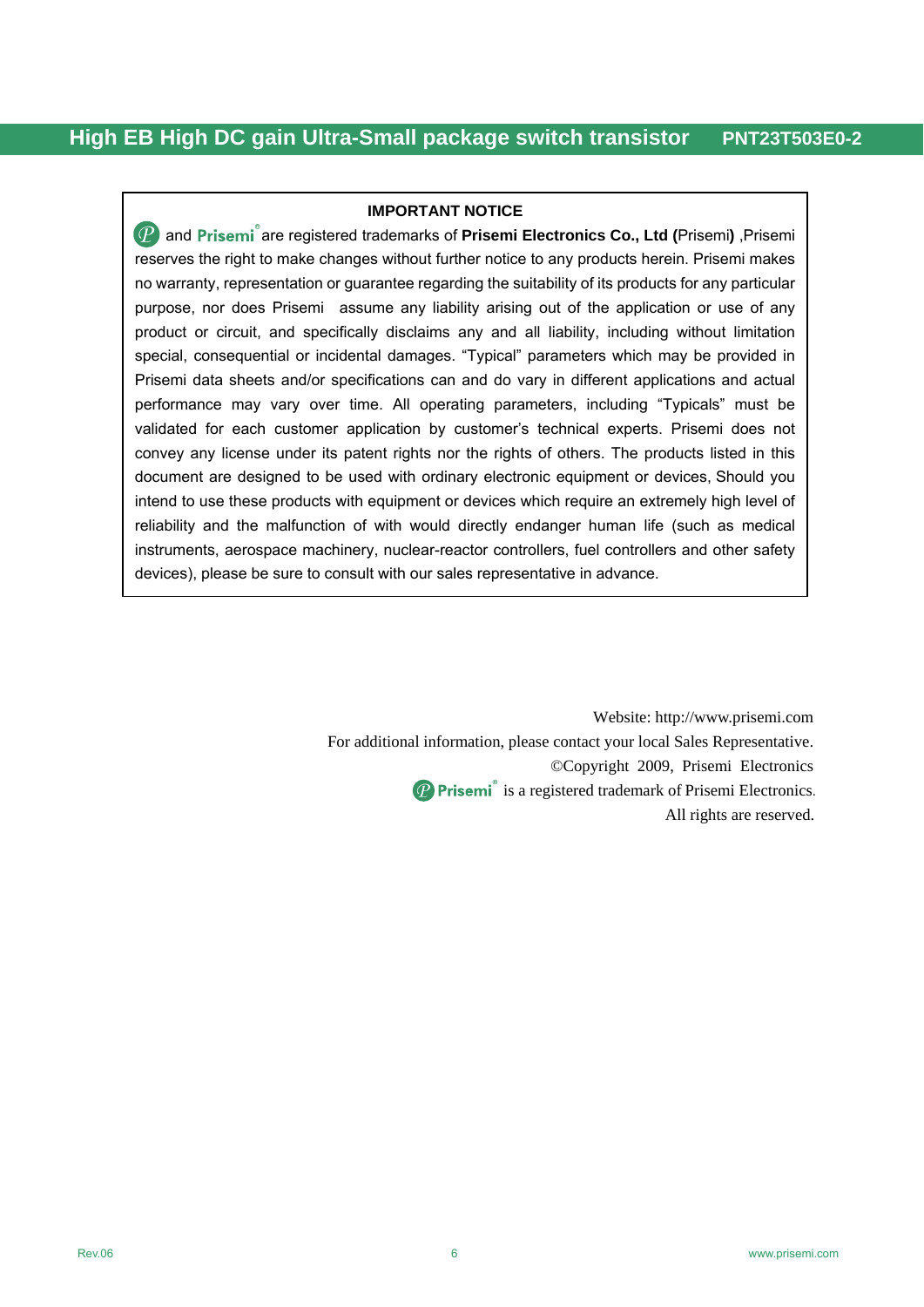## IMPORTANT NOTICE

and **Prisemi**® are registered trademarks of **Prisemi Electronics Co., Ltd (**Prisemi**)** ,Prisemi reserves the right to make changes without further notice to any products herein. Prisemi makes no warranty, representation or guarantee regarding the suitability of its products for any particular purpose, nor does Prisemi assume any liability arising out of the application or use of any product or circuit, and specifically disclaims any and all liability, including without limitation special, consequential or incidental damages. "Typical" parameters which may be provided in Prisemi data sheets and/or specifications can and do vary in different applications and actual performance may vary over time. All operating parameters, including "Typicals" must be validated for each customer application by customer's technical experts. Prisemi does not convey any license under its patent rights nor the rights of others. The products listed in this document are designed to be used with ordinary electronic equipment or devices, Should you intend to use these products with equipment or devices which require an extremely high level of reliability and the malfunction of with would directly endanger human life (such as medical instruments, aerospace machinery, nuclear-reactor controllers, fuel controllers and other safety devices), please be sure to consult with our sales representative in advance.

Website: http://www.prisemi.com

For additional information, please contact your local Sales Representative.

©Copyright 2009, Prisemi Electronics

**Prisemi**® is a registered trademark of Prisemi Electronics.

All rights are reserved.